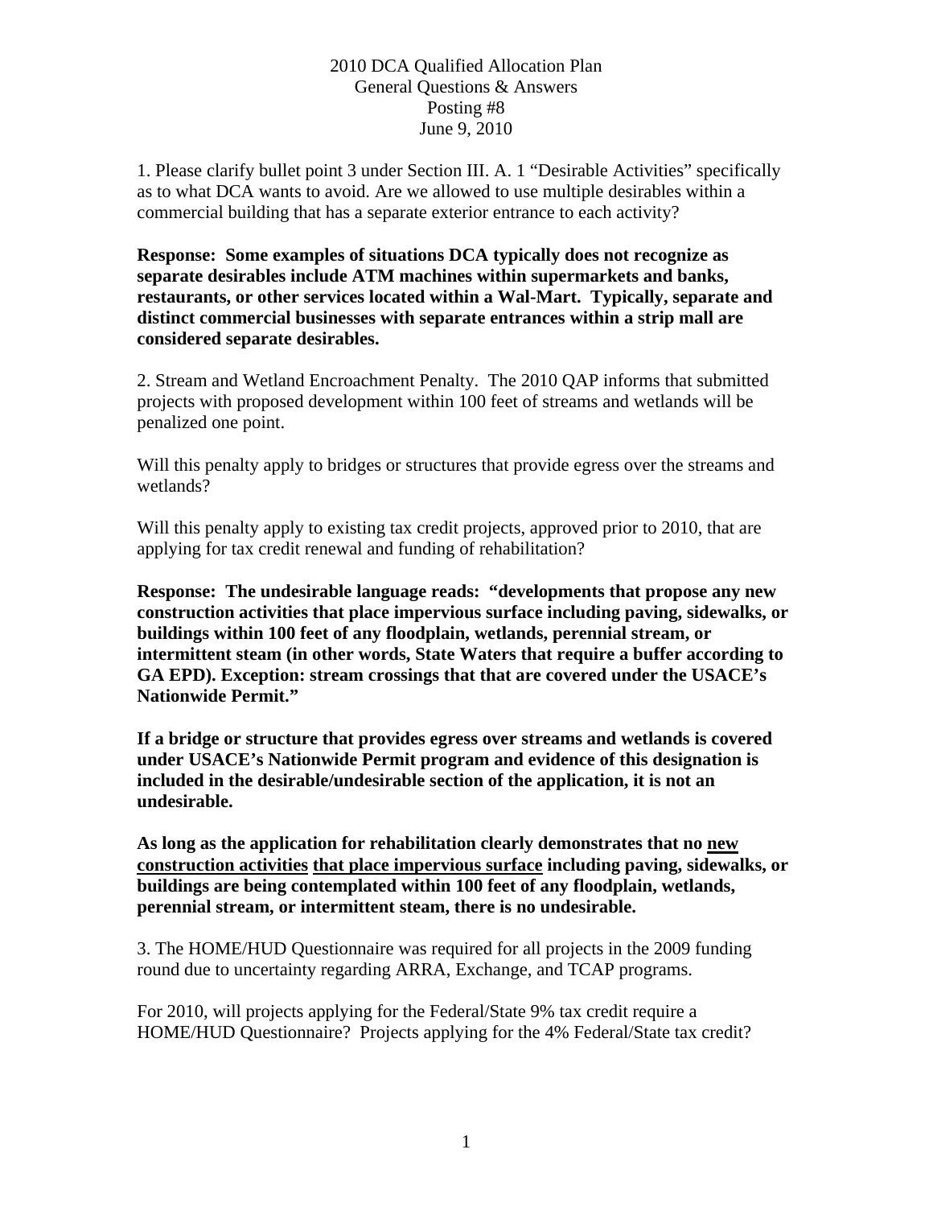2010 DCA Qualified Allocation Plan
General Questions & Answers
Posting #8
June 9, 2010

1. Please clarify bullet point 3 under Section III. A. 1 "Desirable Activities" specifically as to what DCA wants to avoid. Are we allowed to use multiple desirables within a commercial building that has a separate exterior entrance to each activity?

**Response: Some examples of situations DCA typically does not recognize as separate desirables include ATM machines within supermarkets and banks, restaurants, or other services located within a Wal-Mart. Typically, separate and distinct commercial businesses with separate entrances within a strip mall are considered separate desirables.**

2. Stream and Wetland Encroachment Penalty. The 2010 QAP informs that submitted projects with proposed development within 100 feet of streams and wetlands will be penalized one point.

Will this penalty apply to bridges or structures that provide egress over the streams and wetlands?

Will this penalty apply to existing tax credit projects, approved prior to 2010, that are applying for tax credit renewal and funding of rehabilitation?

**Response: The undesirable language reads: "developments that propose any new construction activities that place impervious surface including paving, sidewalks, or buildings within 100 feet of any floodplain, wetlands, perennial stream, or intermittent steam (in other words, State Waters that require a buffer according to GA EPD). Exception: stream crossings that that are covered under the USACE's Nationwide Permit."**

**If a bridge or structure that provides egress over streams and wetlands is covered under USACE's Nationwide Permit program and evidence of this designation is included in the desirable/undesirable section of the application, it is not an undesirable.**

**As long as the application for rehabilitation clearly demonstrates that no <u>new construction activities</u> <u>that place impervious surface</u> including paving, sidewalks, or buildings are being contemplated within 100 feet of any floodplain, wetlands, perennial stream, or intermittent steam, there is no undesirable.**

3. The HOME/HUD Questionnaire was required for all projects in the 2009 funding round due to uncertainty regarding ARRA, Exchange, and TCAP programs.

For 2010, will projects applying for the Federal/State 9% tax credit require a HOME/HUD Questionnaire? Projects applying for the 4% Federal/State tax credit?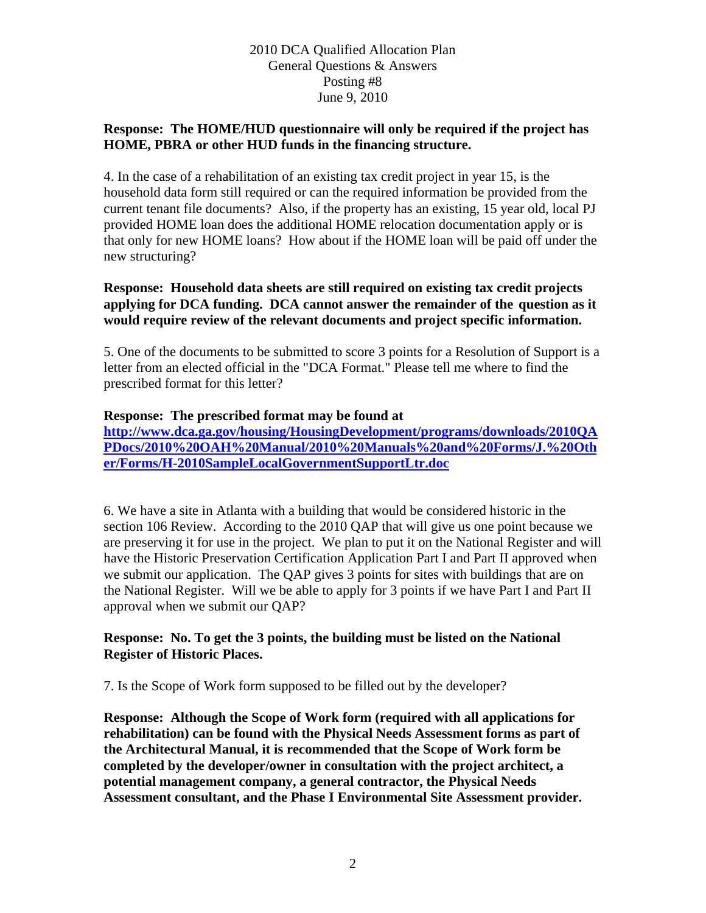**Response: The HOME/HUD questionnaire will only be required if the project has HOME, PBRA or other HUD funds in the financing structure.**

4. In the case of a rehabilitation of an existing tax credit project in year 15, is the household data form still required or can the required information be provided from the current tenant file documents? Also, if the property has an existing, 15 year old, local PJ provided HOME loan does the additional HOME relocation documentation apply or is that only for new HOME loans? How about if the HOME loan will be paid off under the new structuring?

**Response: Household data sheets are still required on existing tax credit projects applying for DCA funding. DCA cannot answer the remainder of the question as it would require review of the relevant documents and project specific information.**

5. One of the documents to be submitted to score 3 points for a Resolution of Support is a letter from an elected official in the "DCA Format." Please tell me where to find the prescribed format for this letter?

**Response: The prescribed format may be found at [http://www.dca.ga.gov/housing/HousingDevelopment/programs/downloads/2010QAPDocs/2010%20OAH%20Manual/2010%20Manuals%20and%20Forms/J.%20Other/Forms/H-2010SampleLocalGovernmentSupportLtr.doc](http://www.dca.ga.gov/housing/HousingDevelopment/programs/downloads/2010QAPDocs/2010%20OAH%20Manual/2010%20Manuals%20and%20Forms/J.%20Other/Forms/H-2010SampleLocalGovernmentSupportLtr.doc)**

6. We have a site in Atlanta with a building that would be considered historic in the section 106 Review. According to the 2010 QAP that will give us one point because we are preserving it for use in the project. We plan to put it on the National Register and will have the Historic Preservation Certification Application Part I and Part II approved when we submit our application. The QAP gives 3 points for sites with buildings that are on the National Register. Will we be able to apply for 3 points if we have Part I and Part II approval when we submit our QAP?

**Response: No. To get the 3 points, the building must be listed on the National Register of Historic Places.**

7. Is the Scope of Work form supposed to be filled out by the developer?

**Response: Although the Scope of Work form (required with all applications for rehabilitation) can be found with the Physical Needs Assessment forms as part of the Architectural Manual, it is recommended that the Scope of Work form be completed by the developer/owner in consultation with the project architect, a potential management company, a general contractor, the Physical Needs Assessment consultant, and the Phase I Environmental Site Assessment provider.**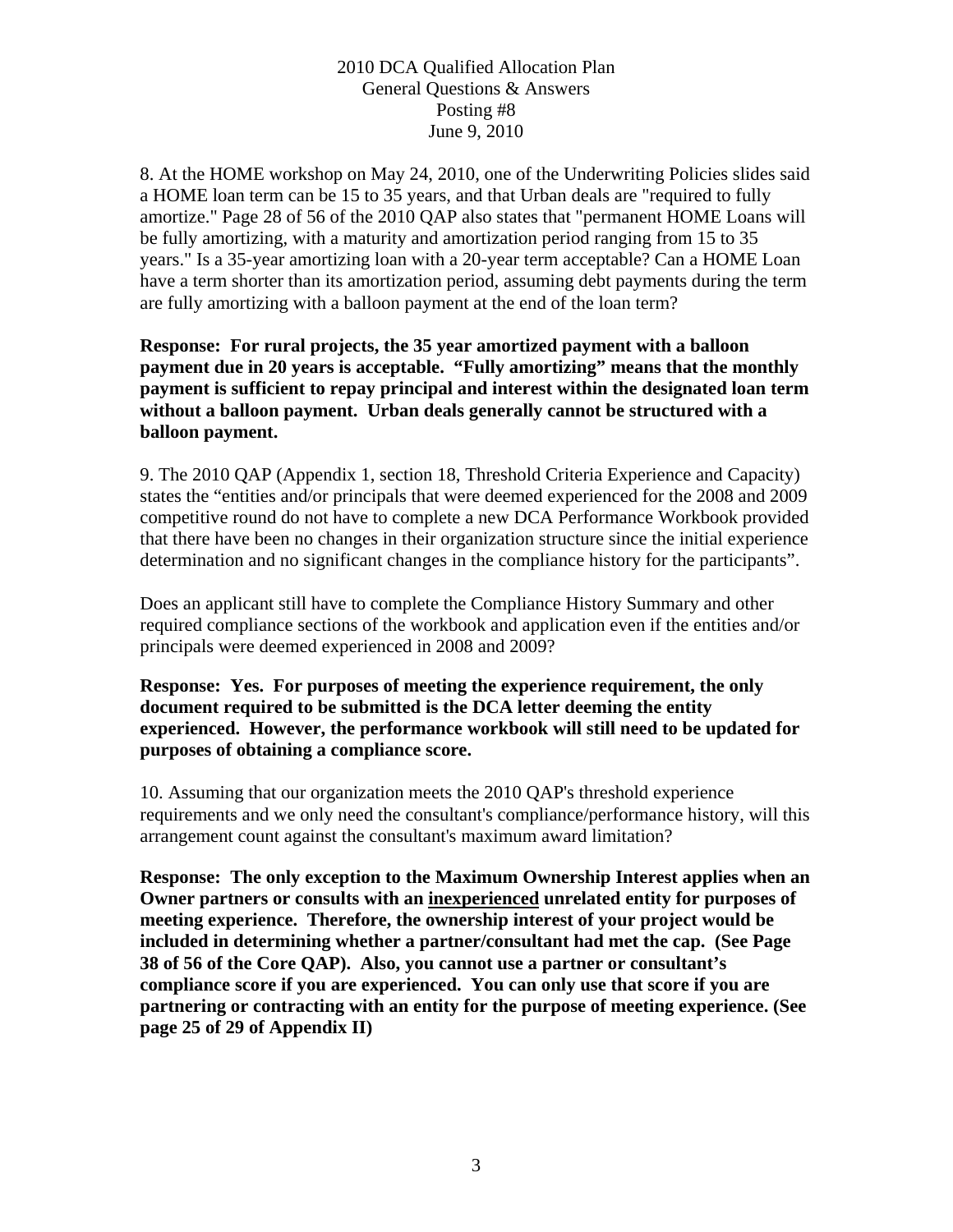2010 DCA Qualified Allocation Plan
General Questions & Answers
Posting #8
June 9, 2010

8. At the HOME workshop on May 24, 2010, one of the Underwriting Policies slides said a HOME loan term can be 15 to 35 years, and that Urban deals are "required to fully amortize." Page 28 of 56 of the 2010 QAP also states that "permanent HOME Loans will be fully amortizing, with a maturity and amortization period ranging from 15 to 35 years." Is a 35-year amortizing loan with a 20-year term acceptable? Can a HOME Loan have a term shorter than its amortization period, assuming debt payments during the term are fully amortizing with a balloon payment at the end of the loan term?

**Response: For rural projects, the 35 year amortized payment with a balloon payment due in 20 years is acceptable. "Fully amortizing" means that the monthly payment is sufficient to repay principal and interest within the designated loan term without a balloon payment. Urban deals generally cannot be structured with a balloon payment.**

9. The 2010 QAP (Appendix 1, section 18, Threshold Criteria Experience and Capacity) states the "entities and/or principals that were deemed experienced for the 2008 and 2009 competitive round do not have to complete a new DCA Performance Workbook provided that there have been no changes in their organization structure since the initial experience determination and no significant changes in the compliance history for the participants".

Does an applicant still have to complete the Compliance History Summary and other required compliance sections of the workbook and application even if the entities and/or principals were deemed experienced in 2008 and 2009?

**Response: Yes. For purposes of meeting the experience requirement, the only document required to be submitted is the DCA letter deeming the entity experienced. However, the performance workbook will still need to be updated for purposes of obtaining a compliance score.**

10. Assuming that our organization meets the 2010 QAP's threshold experience requirements and we only need the consultant's compliance/performance history, will this arrangement count against the consultant's maximum award limitation?

**Response: The only exception to the Maximum Ownership Interest applies when an Owner partners or consults with an <u>inexperienced</u> unrelated entity for purposes of meeting experience. Therefore, the ownership interest of your project would be included in determining whether a partner/consultant had met the cap. (See Page 38 of 56 of the Core QAP). Also, you cannot use a partner or consultant's compliance score if you are experienced. You can only use that score if you are partnering or contracting with an entity for the purpose of meeting experience. (See page 25 of 29 of Appendix II)**